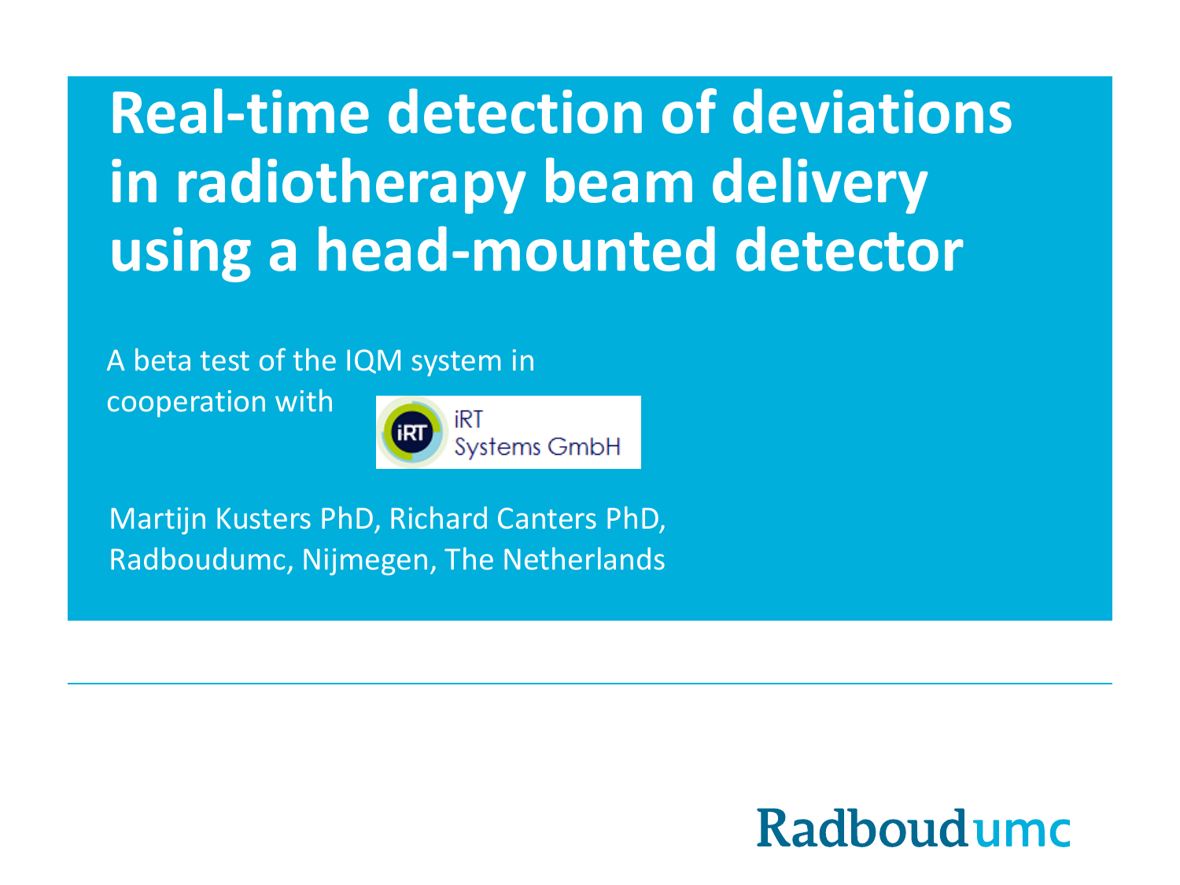# Real-time detection of deviations in radiotherapy beam delivery using a head-mounted detector

A beta test of the IQM system in cooperation with iRT Systems GmbH

Martijn Kusters PhD, Richard Canters PhD, Radboudumc, Nijmegen, The Netherlands

Radboudumc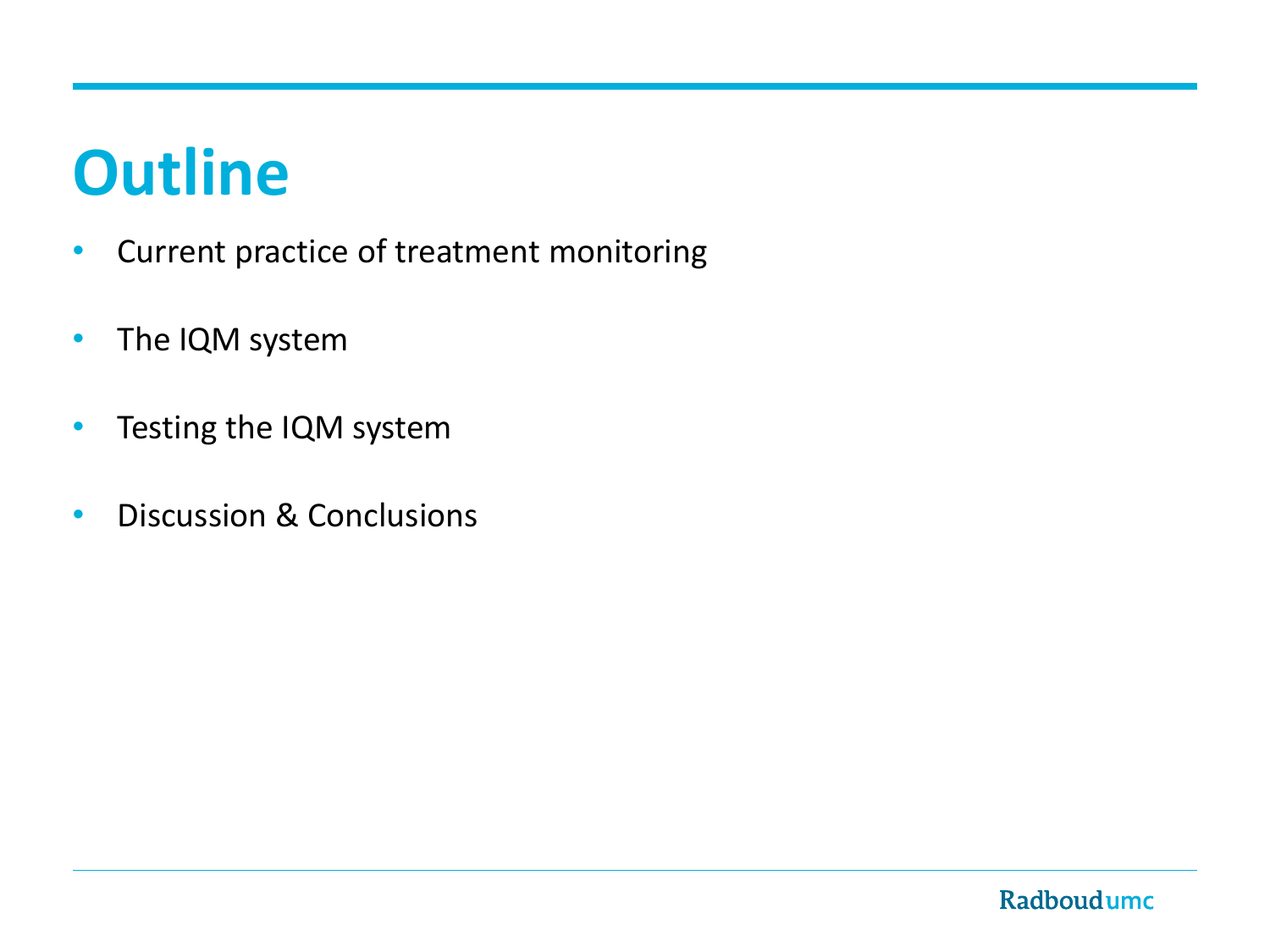# Outline

- Current practice of treatment monitoring
- The IQM system
- Testing the IQM system
- Discussion & Conclusions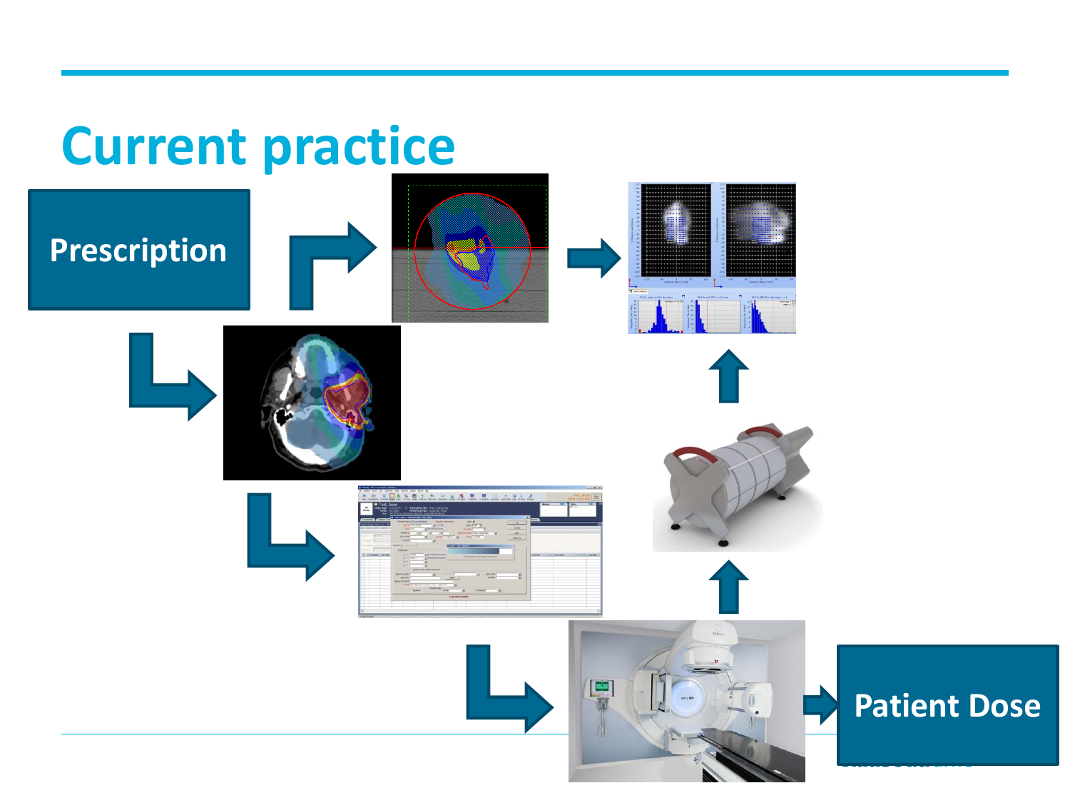# Current practice

Prescription

Patient Dose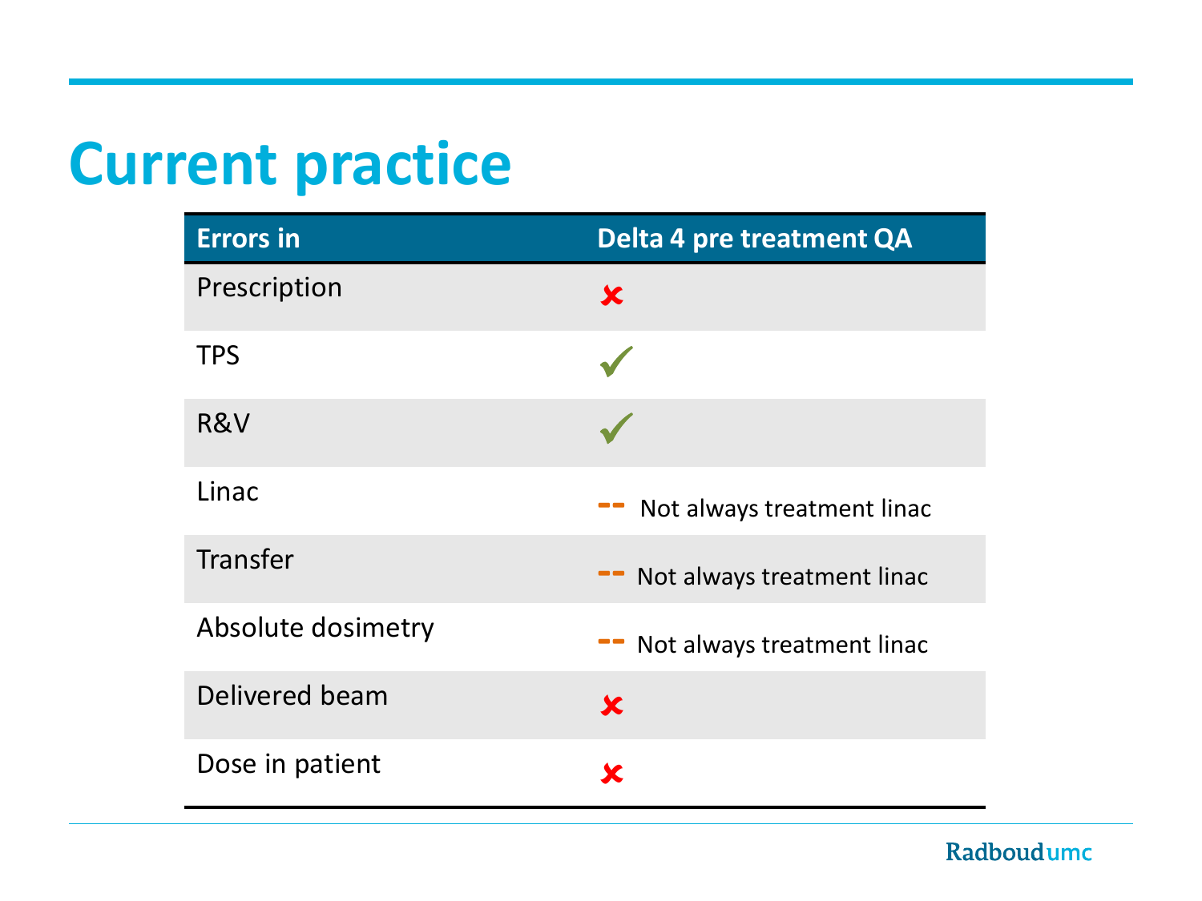# Current practice

| Errors in | Delta 4 pre treatment QA |
|---|---|
| Prescription | ✘ |
| TPS | ✓ |
| R&V | ✓ |
| Linac | -- Not always treatment linac |
| Transfer | -- Not always treatment linac |
| Absolute dosimetry | -- Not always treatment linac |
| Delivered beam | ✘ |
| Dose in patient | ✘ |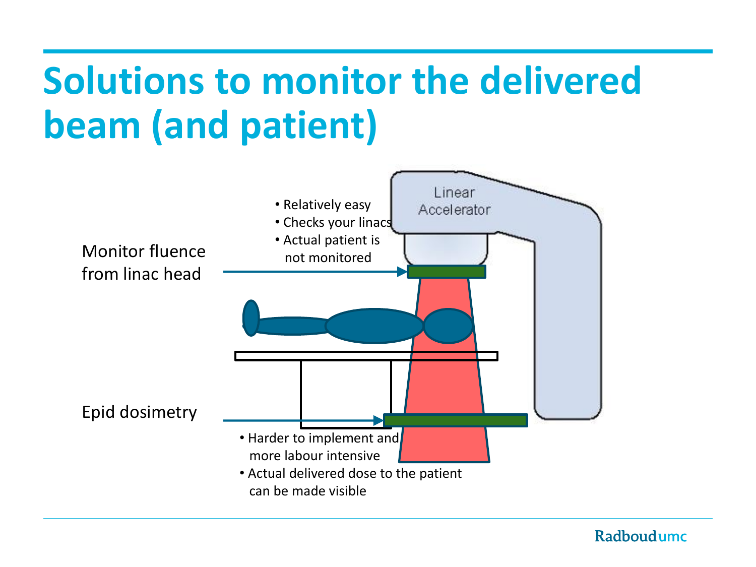# Solutions to monitor the delivered beam (and patient)

Monitor fluence from linac head

- Relatively easy
- Checks your linacs
- Actual patient is not monitored

Linear Accelerator

Epid dosimetry

- Harder to implement and more labour intensive
- Actual delivered dose to the patient can be made visible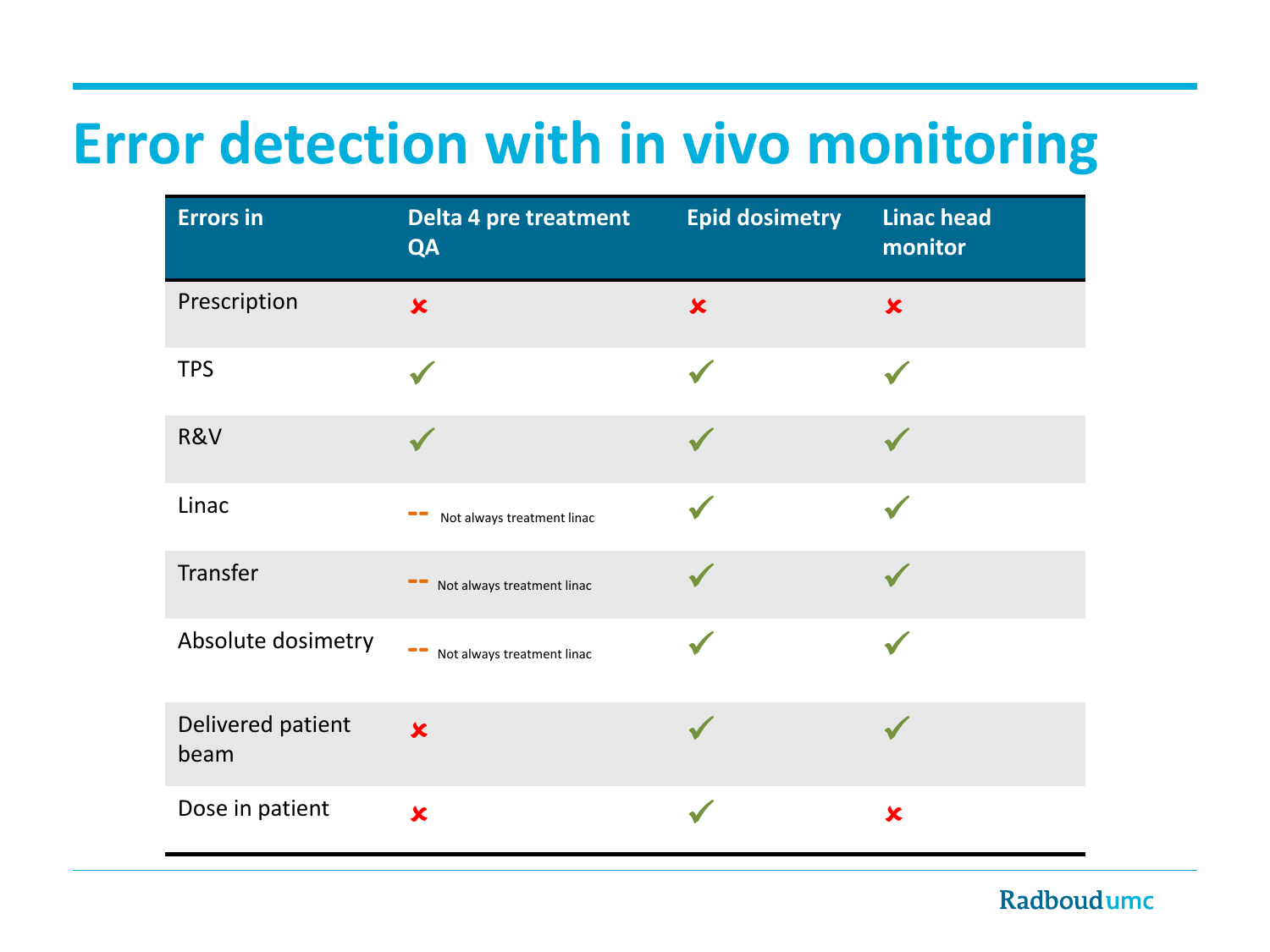# Error detection with in vivo monitoring

| Errors in | Delta 4 pre treatment QA | Epid dosimetry | Linac head monitor |
|---|---|---|---|
| Prescription | ✘ | ✘ | ✘ |
| TPS | ✔ | ✔ | ✔ |
| R&V | ✔ | ✔ | ✔ |
| Linac | -- Not always treatment linac | ✔ | ✔ |
| Transfer | -- Not always treatment linac | ✔ | ✔ |
| Absolute dosimetry | -- Not always treatment linac | ✔ | ✔ |
| Delivered patient beam | ✘ | ✔ | ✔ |
| Dose in patient | ✘ | ✔ | ✘ |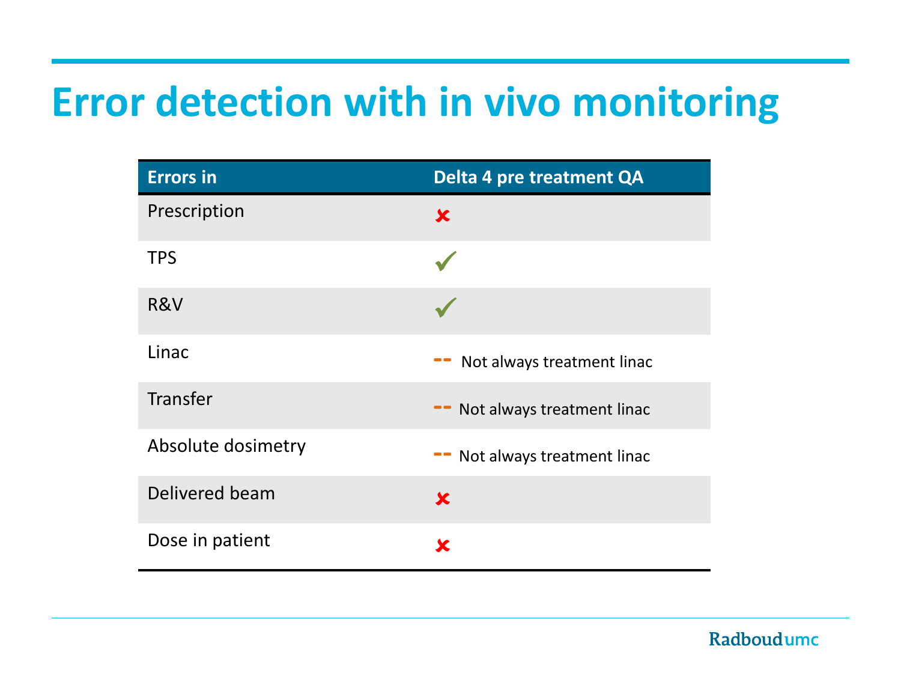# Error detection with in vivo monitoring

| Errors in | Delta 4 pre treatment QA |
|---|---|
| Prescription | ✘ |
| TPS | ✓ |
| R&V | ✓ |
| Linac | -- Not always treatment linac |
| Transfer | -- Not always treatment linac |
| Absolute dosimetry | -- Not always treatment linac |
| Delivered beam | ✘ |
| Dose in patient | ✘ |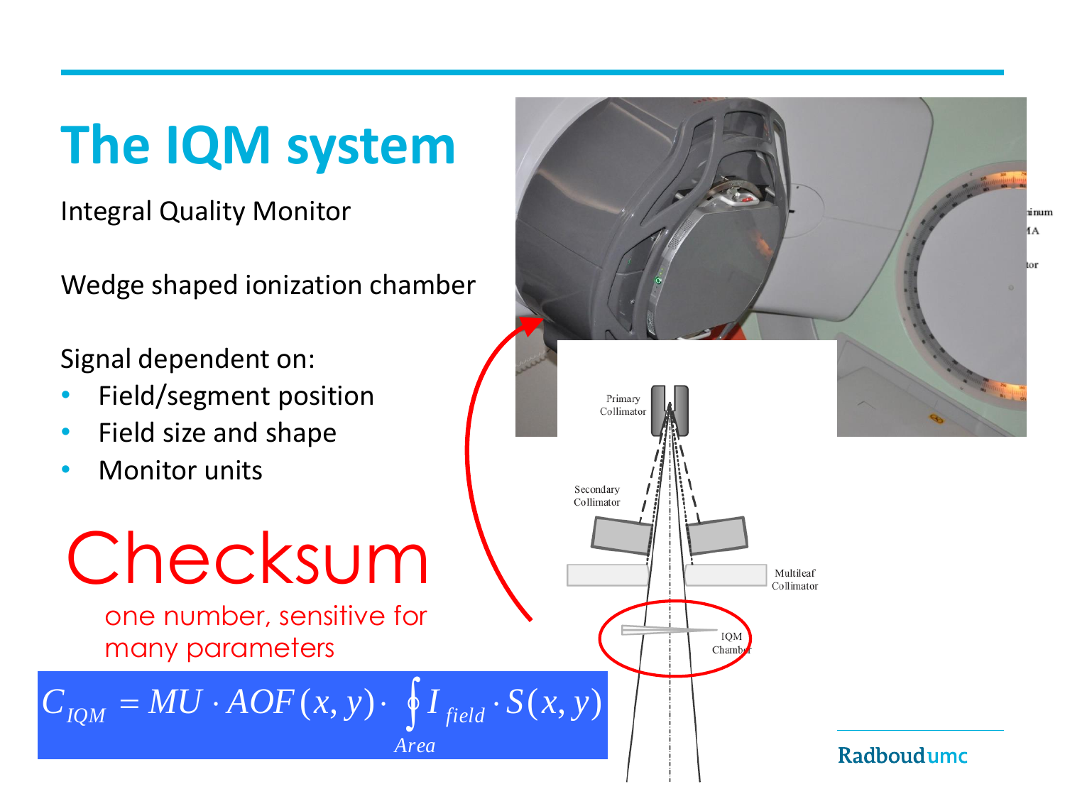# The IQM system

Integral Quality Monitor

Wedge shaped ionization chamber

Signal dependent on:

- Field/segment position
- Field size and shape
- Monitor units

Checksum

one number, sensitive for many parameters

$$C_{IQM} = MU \cdot AOF(x,y) \cdot \oint_{Area} I_{field} \cdot S(x,y)$$

Primary Collimator

Secondary Collimator

Multileaf Collimator

IQM Chamber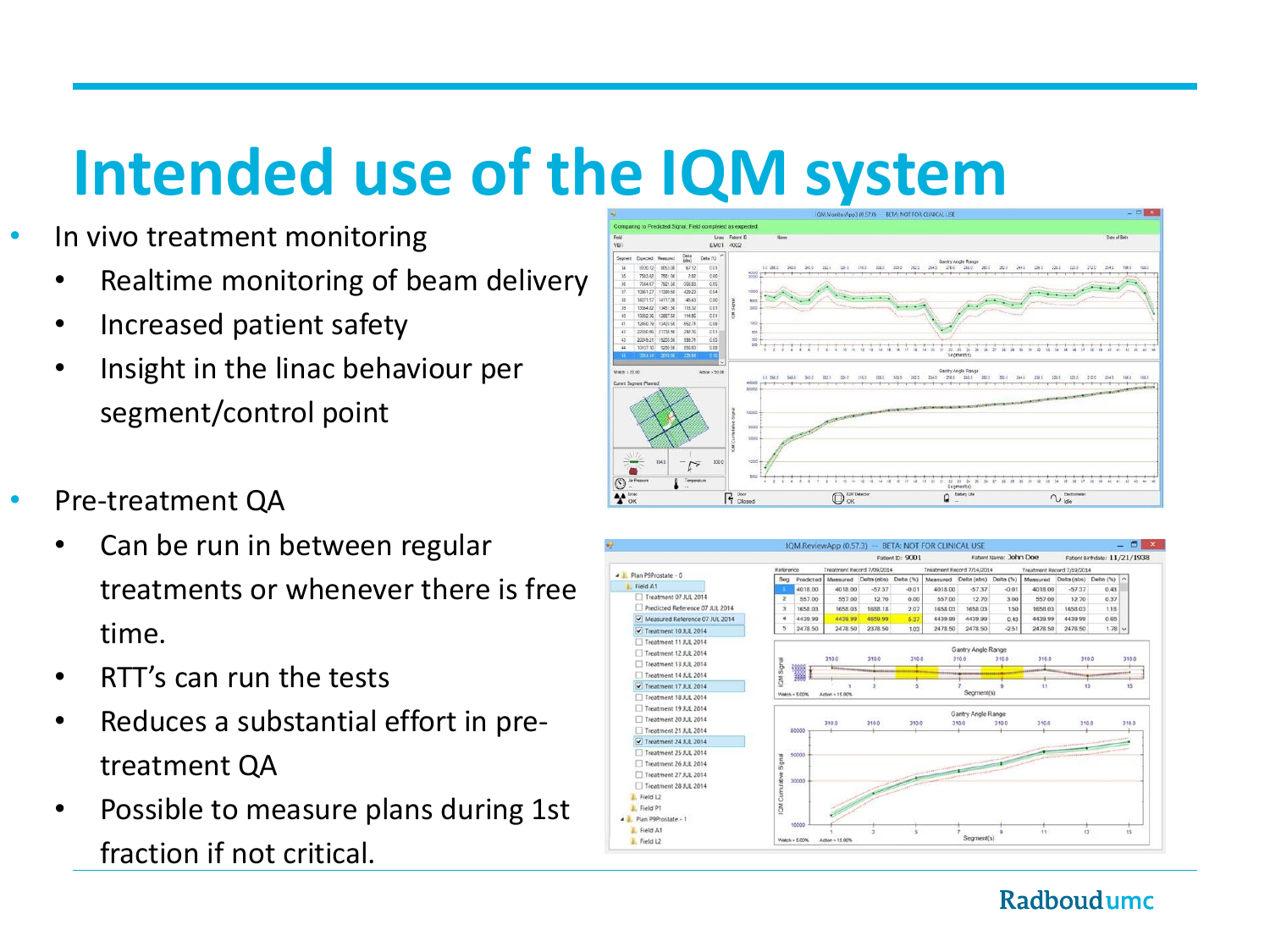# Intended use of the IQM system

- In vivo treatment monitoring
  - Realtime monitoring of beam delivery
  - Increased patient safety
  - Insight in the linac behaviour per segment/control point

- Pre-treatment QA
  - Can be run in between regular treatments or whenever there is free time.
  - RTT's can run the tests
  - Reduces a substantial effort in pre-treatment QA
  - Possible to measure plans during 1st fraction if not critical.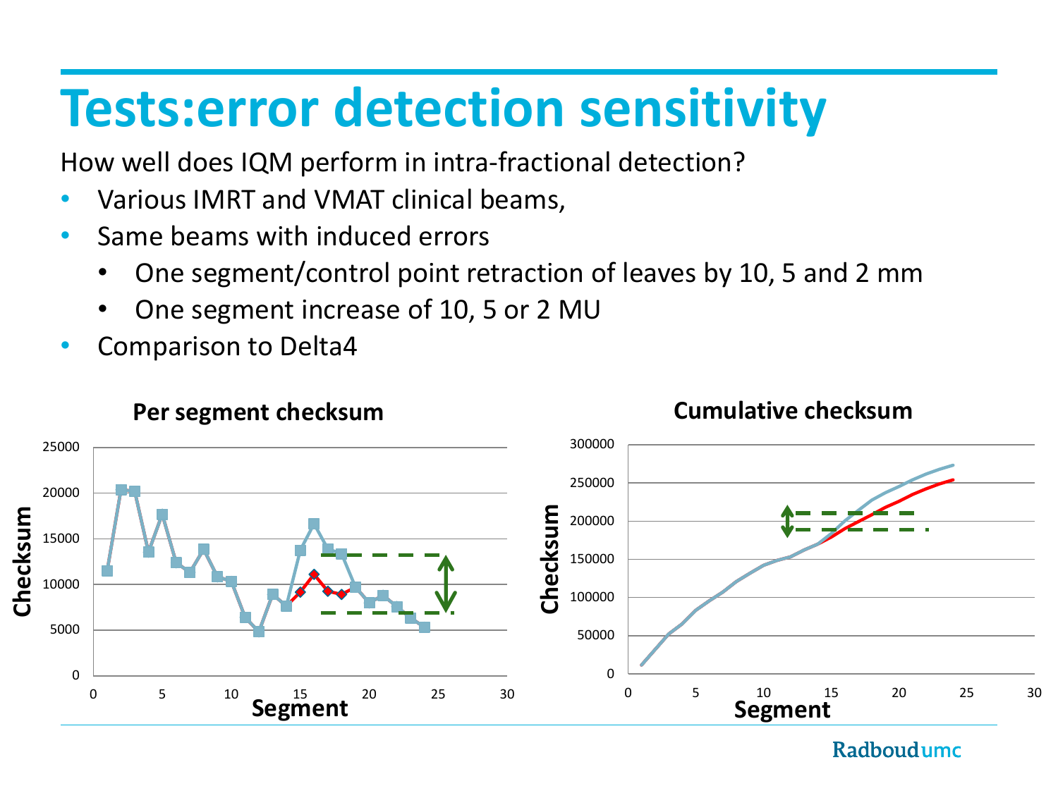# Tests:error detection sensitivity

How well does IQM perform in intra-fractional detection?

- Various IMRT and VMAT clinical beams,
- Same beams with induced errors
  - One segment/control point retraction of leaves by 10, 5 and 2 mm
  - One segment increase of 10, 5 or 2 MU
- Comparison to Delta4

**Per segment checksum**

**Cumulative checksum**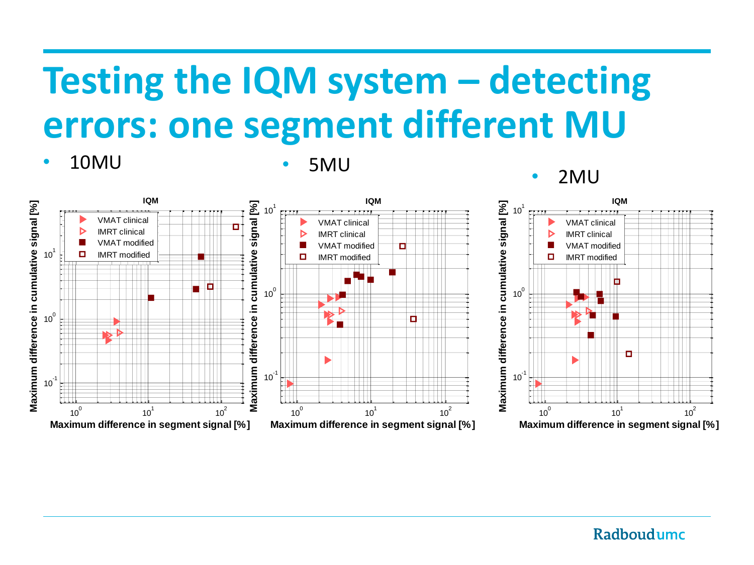# Testing the IQM system – detecting errors: one segment different MU

- 10MU
- 5MU
- 2MU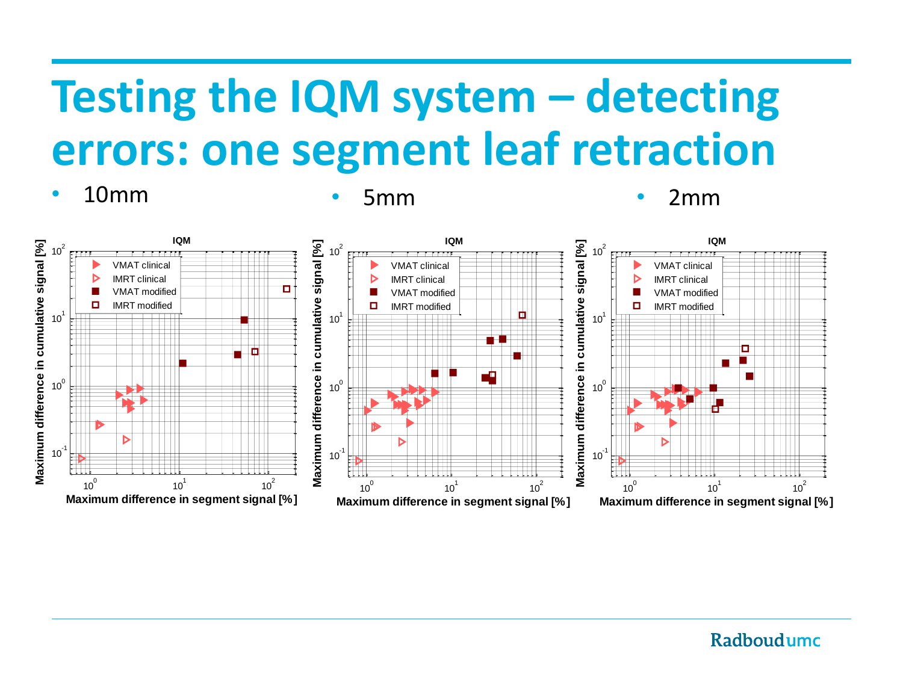# Testing the IQM system – detecting errors: one segment leaf retraction

- 10mm
- 5mm
- 2mm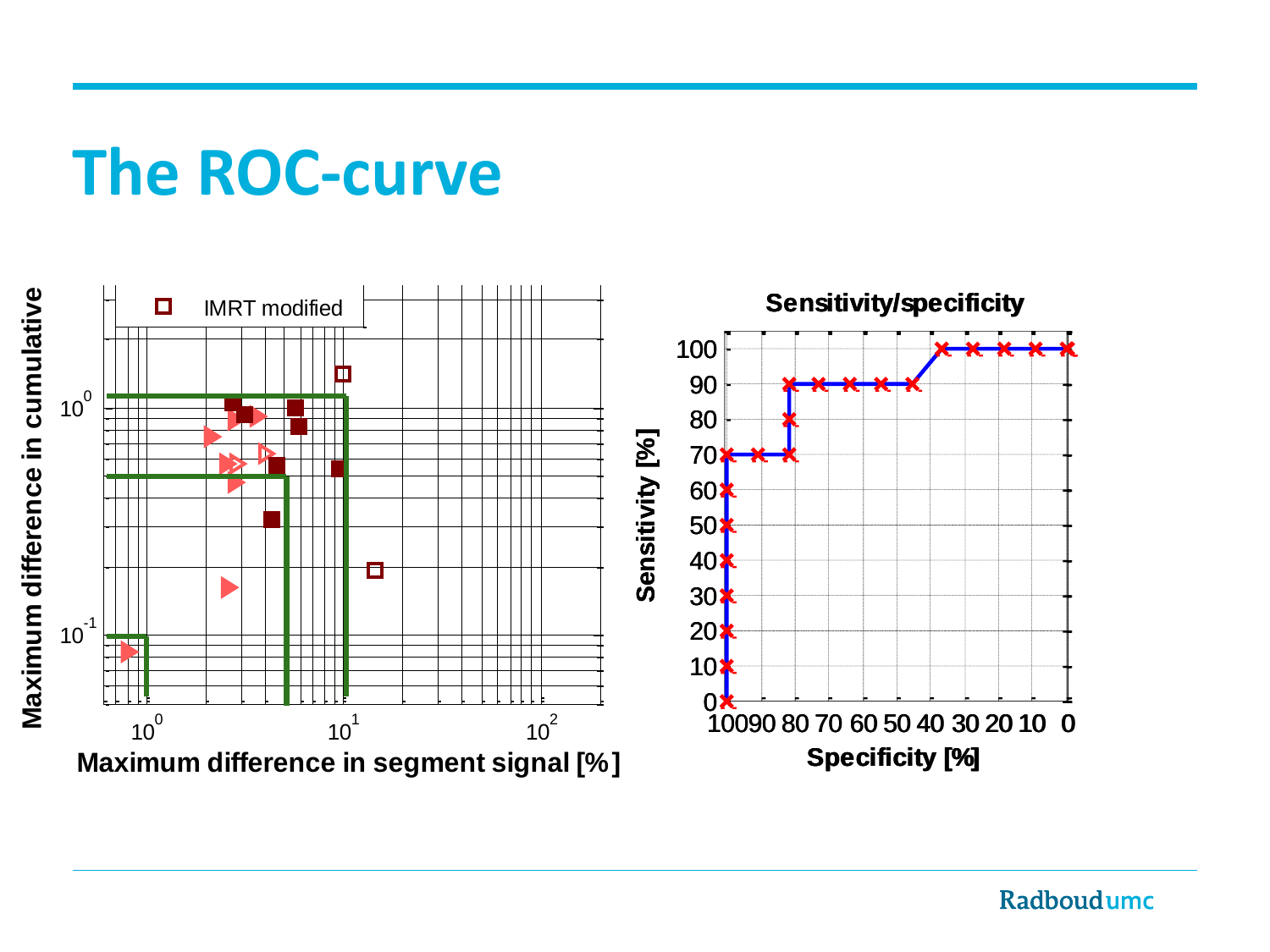# The ROC-curve

IMRT modified

Maximum difference in cumulative

Maximum difference in segment signal [%]

Sensitivity/specificity

Sensitivity [%]

Specificity [%]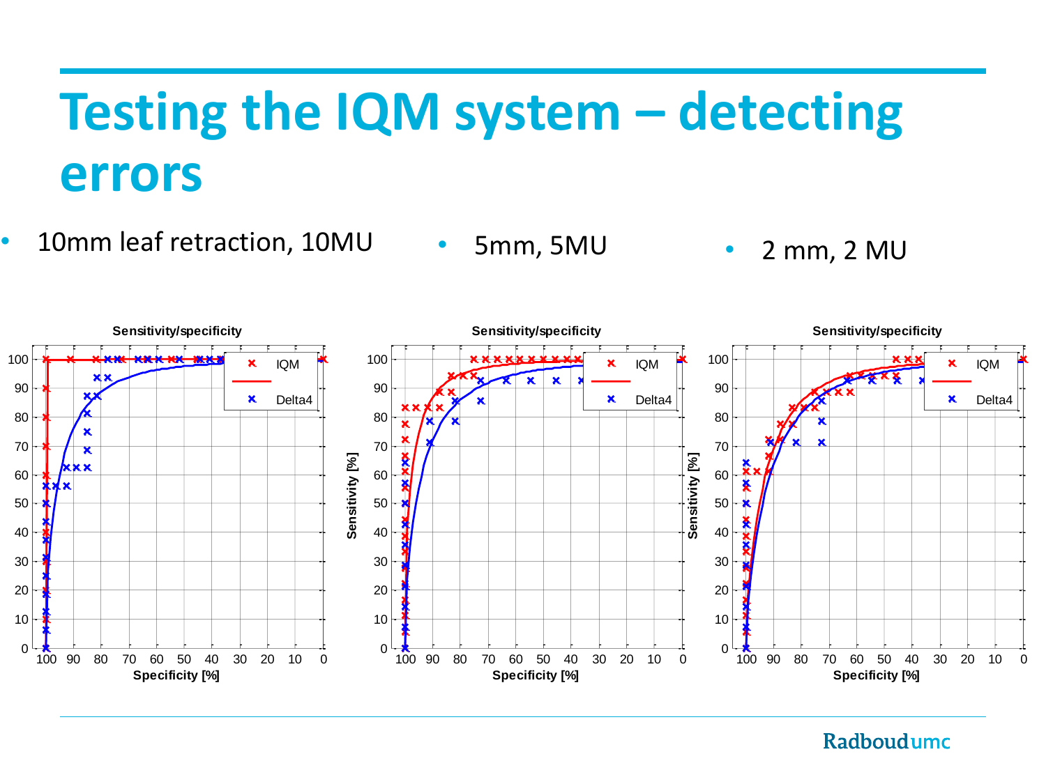# Testing the IQM system – detecting errors

- 10mm leaf retraction, 10MU
- 5mm, 5MU
- 2 mm, 2 MU

Sensitivity/specificity

Sensitivity/specificity

Sensitivity/specificity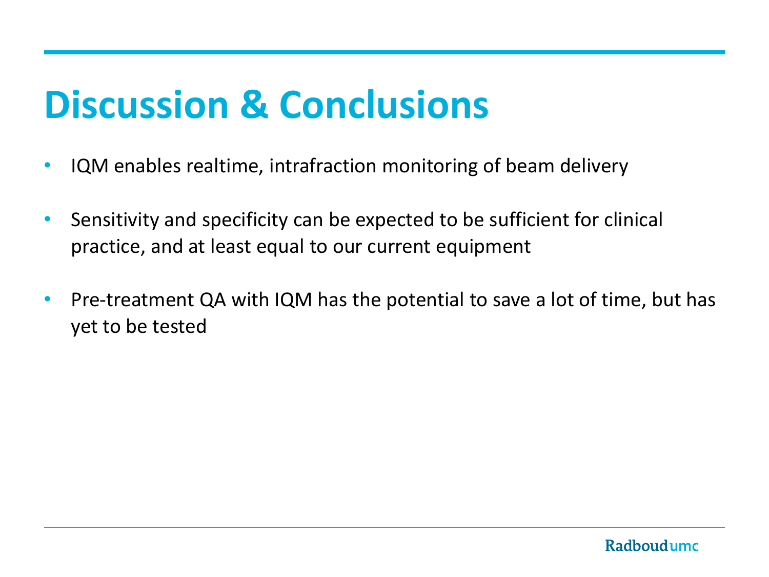# Discussion & Conclusions

- IQM enables realtime, intrafraction monitoring of beam delivery
- Sensitivity and specificity can be expected to be sufficient for clinical practice, and at least equal to our current equipment
- Pre-treatment QA with IQM has the potential to save a lot of time, but has yet to be tested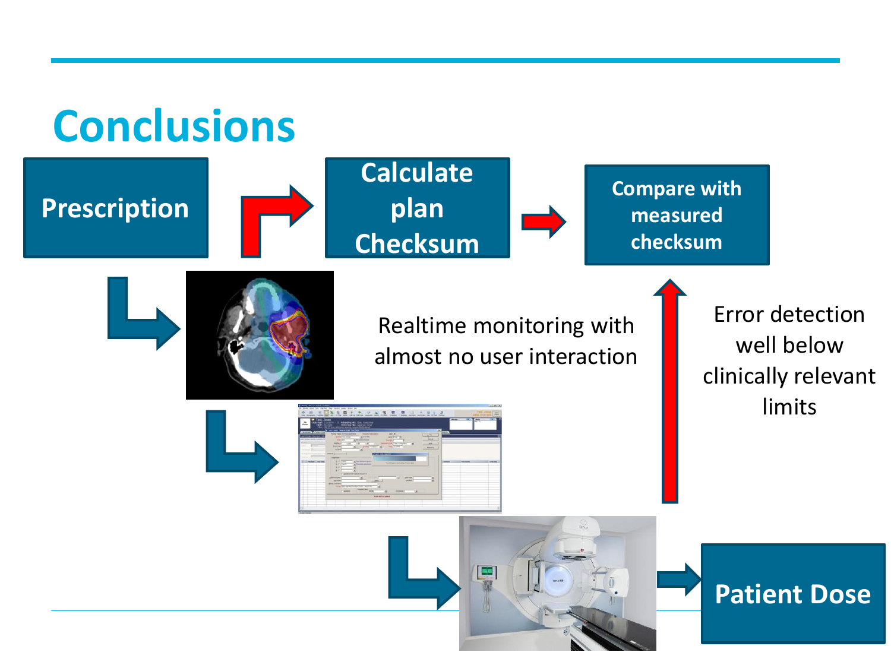# Conclusions

Prescription

Calculate plan Checksum

Compare with measured checksum

Realtime monitoring with almost no user interaction

Error detection well below clinically relevant limits

Patient Dose